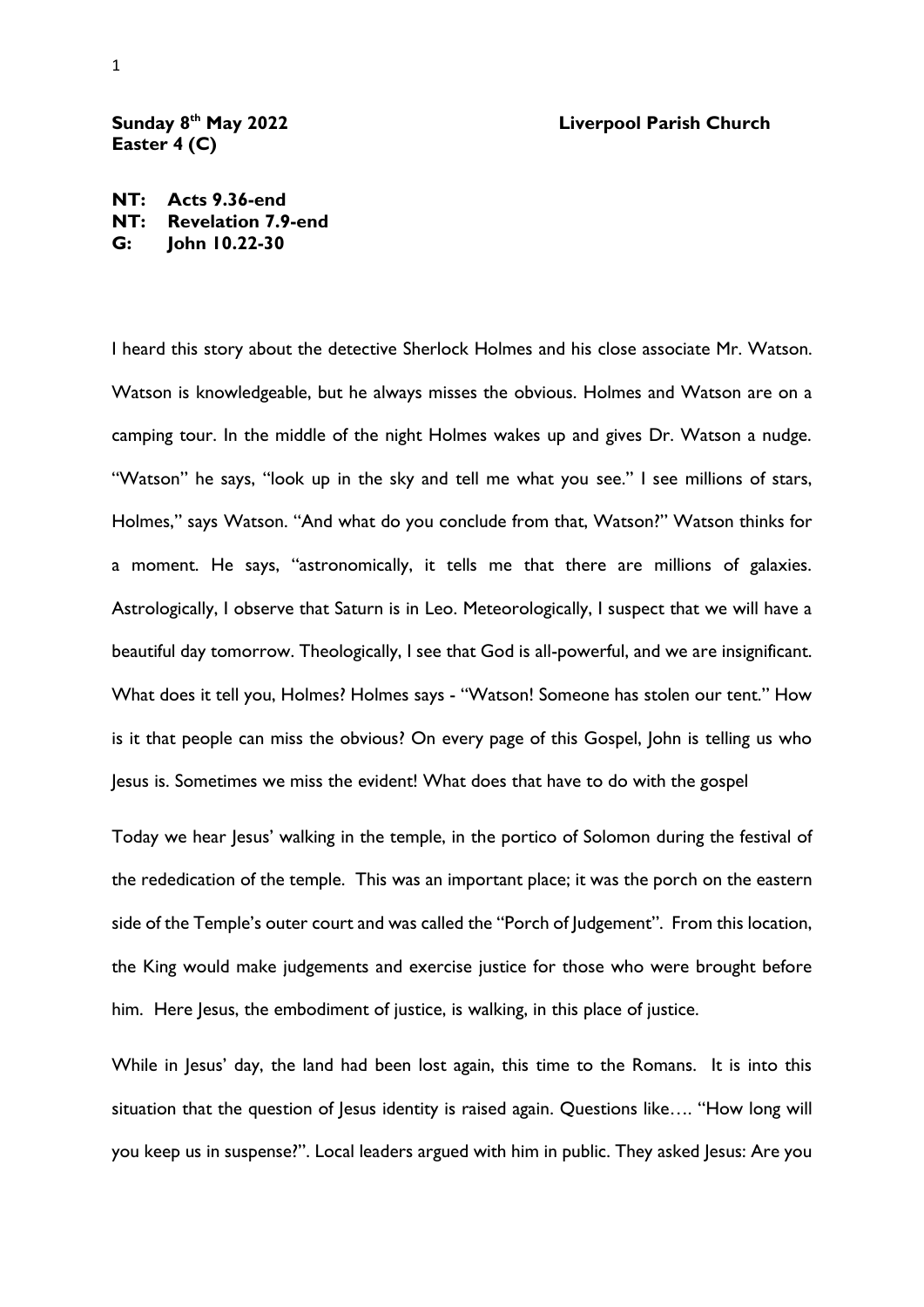**Sunday 8th May 2022** **Liverpool Parish Church**
**Easter 4 (C)**

**NT: Acts 9.36-end**
**NT: Revelation 7.9-end**
**G: John 10.22-30**

I heard this story about the detective Sherlock Holmes and his close associate Mr. Watson. Watson is knowledgeable, but he always misses the obvious. Holmes and Watson are on a camping tour. In the middle of the night Holmes wakes up and gives Dr. Watson a nudge. "Watson" he says, "look up in the sky and tell me what you see." I see millions of stars, Holmes," says Watson. "And what do you conclude from that, Watson?" Watson thinks for a moment. He says, "astronomically, it tells me that there are millions of galaxies. Astrologically, I observe that Saturn is in Leo. Meteorologically, I suspect that we will have a beautiful day tomorrow. Theologically, I see that God is all-powerful, and we are insignificant. What does it tell you, Holmes? Holmes says - "Watson! Someone has stolen our tent." How is it that people can miss the obvious? On every page of this Gospel, John is telling us who Jesus is. Sometimes we miss the evident! What does that have to do with the gospel

Today we hear Jesus' walking in the temple, in the portico of Solomon during the festival of the rededication of the temple. This was an important place; it was the porch on the eastern side of the Temple's outer court and was called the "Porch of Judgement". From this location, the King would make judgements and exercise justice for those who were brought before him. Here Jesus, the embodiment of justice, is walking, in this place of justice.

While in Jesus' day, the land had been lost again, this time to the Romans. It is into this situation that the question of Jesus identity is raised again. Questions like…. "How long will you keep us in suspense?". Local leaders argued with him in public. They asked Jesus: Are you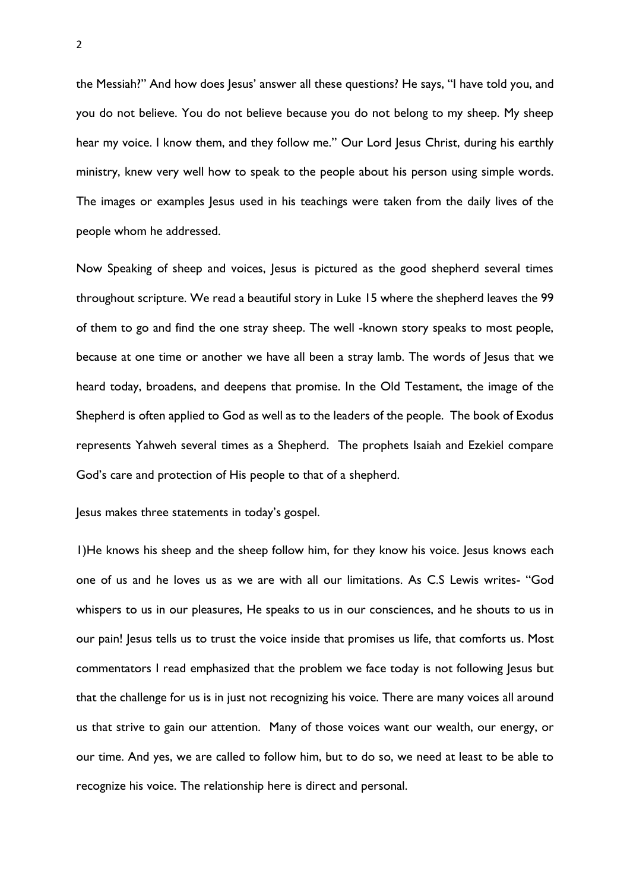the Messiah?" And how does Jesus' answer all these questions? He says, "I have told you, and you do not believe. You do not believe because you do not belong to my sheep. My sheep hear my voice. I know them, and they follow me." Our Lord Jesus Christ, during his earthly ministry, knew very well how to speak to the people about his person using simple words. The images or examples Jesus used in his teachings were taken from the daily lives of the people whom he addressed.

Now Speaking of sheep and voices, Jesus is pictured as the good shepherd several times throughout scripture. We read a beautiful story in Luke 15 where the shepherd leaves the 99 of them to go and find the one stray sheep. The well -known story speaks to most people, because at one time or another we have all been a stray lamb. The words of Jesus that we heard today, broadens, and deepens that promise. In the Old Testament, the image of the Shepherd is often applied to God as well as to the leaders of the people. The book of Exodus represents Yahweh several times as a Shepherd. The prophets Isaiah and Ezekiel compare God's care and protection of His people to that of a shepherd.

Jesus makes three statements in today's gospel.

1)He knows his sheep and the sheep follow him, for they know his voice. Jesus knows each one of us and he loves us as we are with all our limitations. As C.S Lewis writes- "God whispers to us in our pleasures, He speaks to us in our consciences, and he shouts to us in our pain! Jesus tells us to trust the voice inside that promises us life, that comforts us. Most commentators I read emphasized that the problem we face today is not following Jesus but that the challenge for us is in just not recognizing his voice. There are many voices all around us that strive to gain our attention. Many of those voices want our wealth, our energy, or our time. And yes, we are called to follow him, but to do so, we need at least to be able to recognize his voice. The relationship here is direct and personal.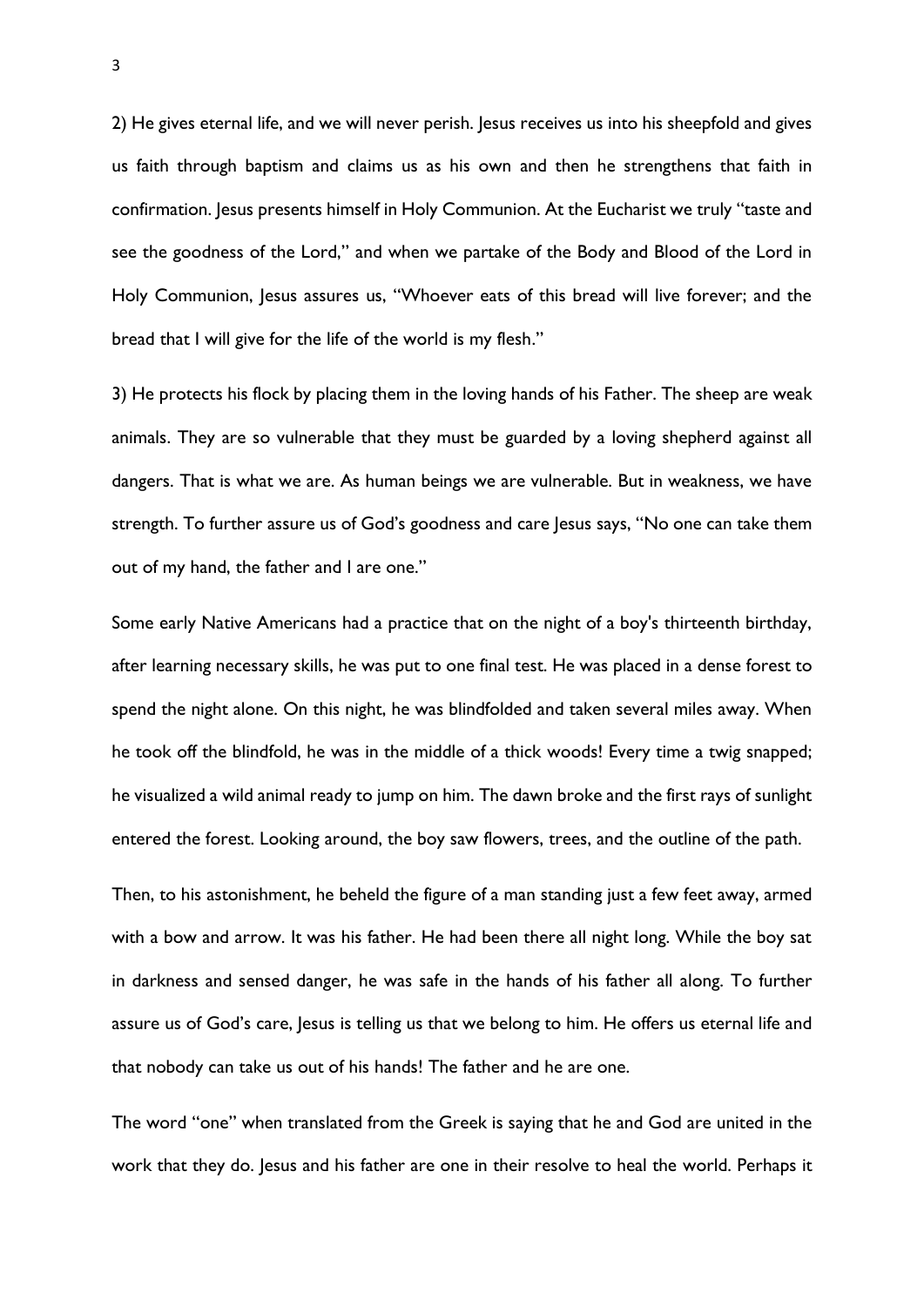2) He gives eternal life, and we will never perish. Jesus receives us into his sheepfold and gives us faith through baptism and claims us as his own and then he strengthens that faith in confirmation. Jesus presents himself in Holy Communion. At the Eucharist we truly "taste and see the goodness of the Lord," and when we partake of the Body and Blood of the Lord in Holy Communion, Jesus assures us, "Whoever eats of this bread will live forever; and the bread that I will give for the life of the world is my flesh."

3) He protects his flock by placing them in the loving hands of his Father. The sheep are weak animals. They are so vulnerable that they must be guarded by a loving shepherd against all dangers. That is what we are. As human beings we are vulnerable. But in weakness, we have strength. To further assure us of God's goodness and care Jesus says, "No one can take them out of my hand, the father and I are one."

Some early Native Americans had a practice that on the night of a boy's thirteenth birthday, after learning necessary skills, he was put to one final test. He was placed in a dense forest to spend the night alone. On this night, he was blindfolded and taken several miles away. When he took off the blindfold, he was in the middle of a thick woods! Every time a twig snapped; he visualized a wild animal ready to jump on him. The dawn broke and the first rays of sunlight entered the forest. Looking around, the boy saw flowers, trees, and the outline of the path.

Then, to his astonishment, he beheld the figure of a man standing just a few feet away, armed with a bow and arrow. It was his father. He had been there all night long. While the boy sat in darkness and sensed danger, he was safe in the hands of his father all along. To further assure us of God's care, Jesus is telling us that we belong to him. He offers us eternal life and that nobody can take us out of his hands! The father and he are one.

The word "one" when translated from the Greek is saying that he and God are united in the work that they do. Jesus and his father are one in their resolve to heal the world. Perhaps it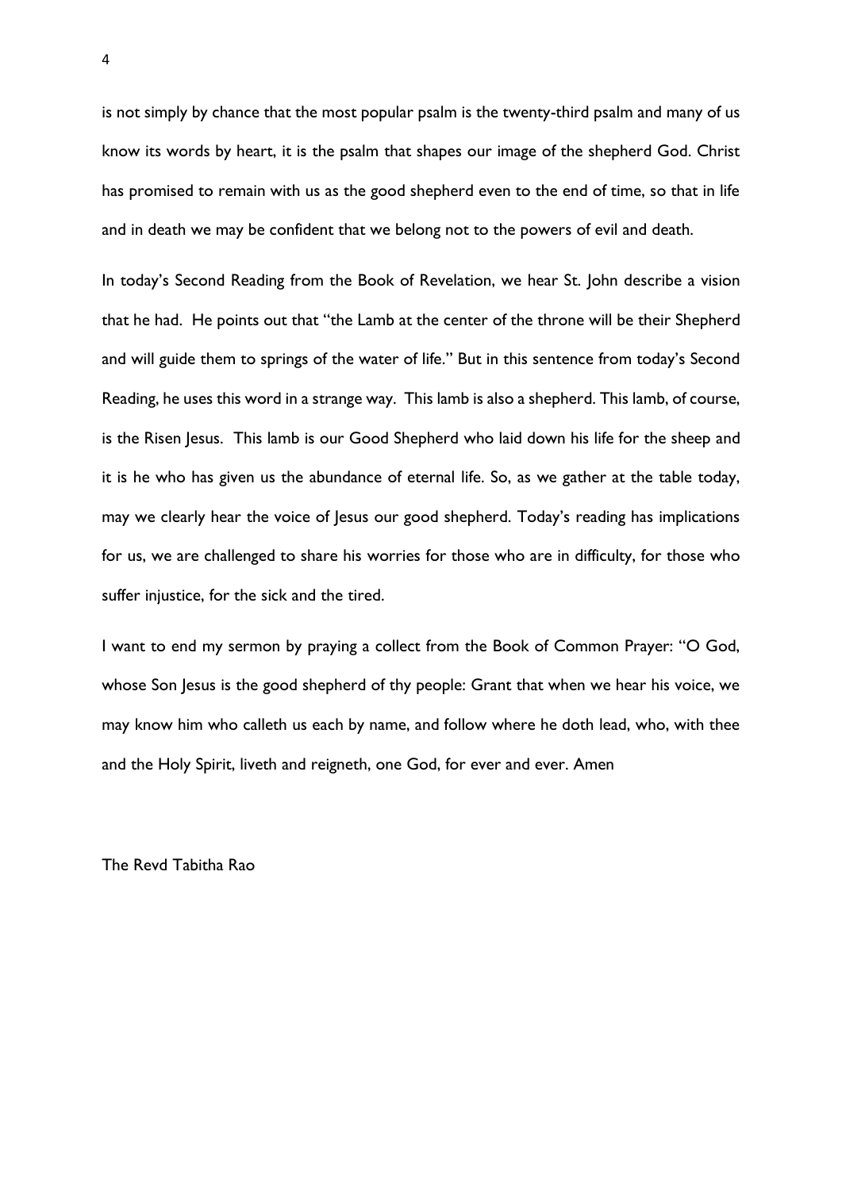is not simply by chance that the most popular psalm is the twenty-third psalm and many of us know its words by heart, it is the psalm that shapes our image of the shepherd God. Christ has promised to remain with us as the good shepherd even to the end of time, so that in life and in death we may be confident that we belong not to the powers of evil and death.

In today's Second Reading from the Book of Revelation, we hear St. John describe a vision that he had. He points out that "the Lamb at the center of the throne will be their Shepherd and will guide them to springs of the water of life." But in this sentence from today's Second Reading, he uses this word in a strange way. This lamb is also a shepherd. This lamb, of course, is the Risen Jesus. This lamb is our Good Shepherd who laid down his life for the sheep and it is he who has given us the abundance of eternal life. So, as we gather at the table today, may we clearly hear the voice of Jesus our good shepherd. Today's reading has implications for us, we are challenged to share his worries for those who are in difficulty, for those who suffer injustice, for the sick and the tired.

I want to end my sermon by praying a collect from the Book of Common Prayer: "O God, whose Son Jesus is the good shepherd of thy people: Grant that when we hear his voice, we may know him who calleth us each by name, and follow where he doth lead, who, with thee and the Holy Spirit, liveth and reigneth, one God, for ever and ever. Amen

The Revd Tabitha Rao